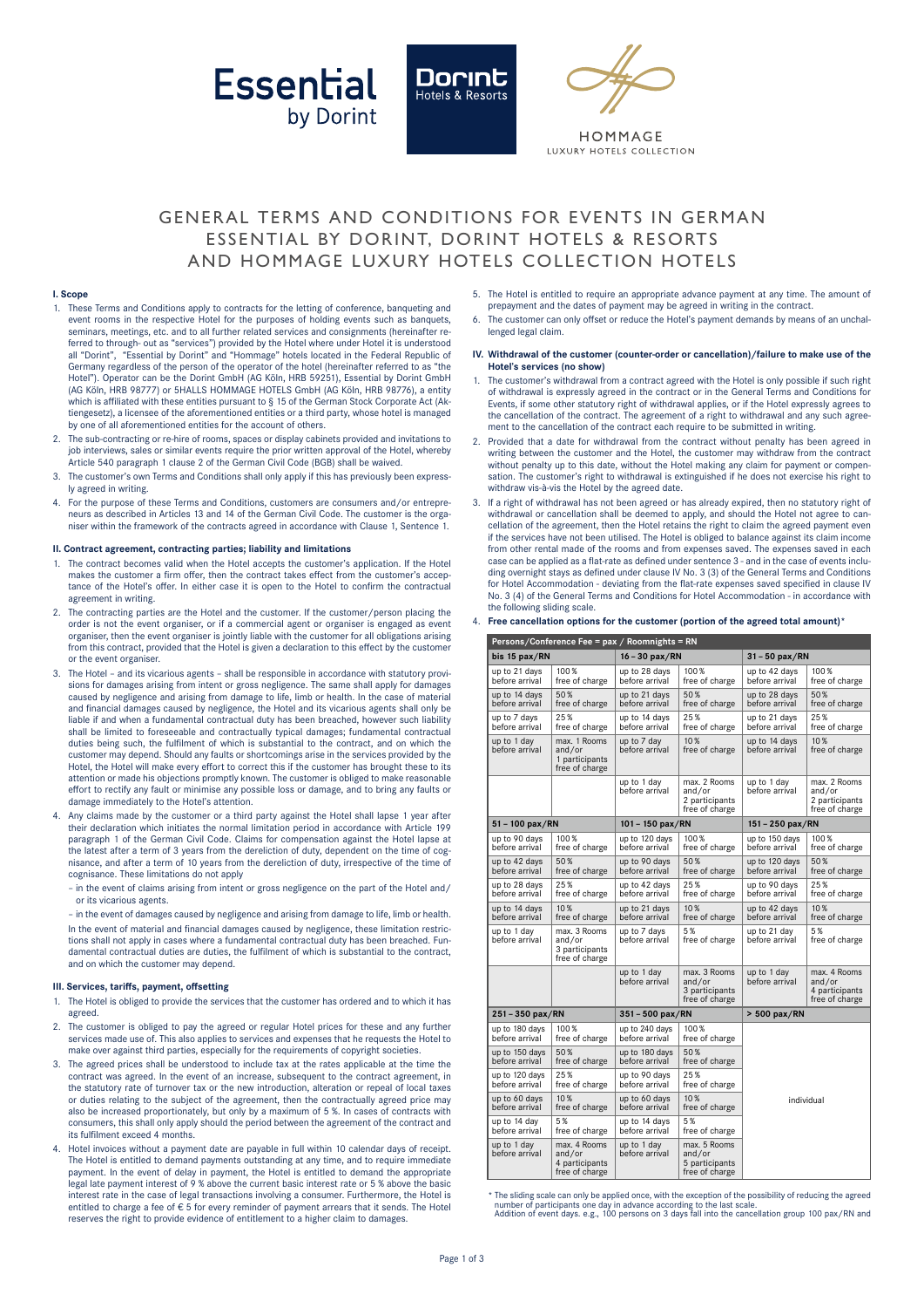# GENERAL TERMS AND CONDITIONS FOR EVENTS IN GERMAN ESSENTIAL BY DORINT, DORINT HOTELS & RESORTS AND HOMMAGE LUXURY HOTELS COLLECTION HOTELS

## I. Scope

1. These Terms and Conditions apply to contracts for the letting of conference, banqueting and event rooms in the respective Hotel for the purposes of holding events such as banquets, seminars, meetings, etc. and to all further related services and consignments (hereinafter referred to through- out as "services") provided by the Hotel where under Hotel it is understood all "Dorint", "Essential by Dorint" and "Hommage" hotels located in the Federal Republic of Germany regardless of the person of the operator of the hotel (hereinafter referred to as "the Hotel"). Operator can be the Dorint GmbH (AG Köln, HRB 59251), Essential by Dorint GmbH (AG Köln, HRB 98777) or 5HALLS HOMMAGE HOTELS GmbH (AG Köln, HRB 98776), a entity which is affiliated with these entities pursuant to § 15 of the German Stock Corporate Act (Aktiengesetz), a licensee of the aforementioned entities or a third party, whose hotel is managed by one of all aforementioned entities for the account of others.
2. The sub-contracting or re-hire of rooms, spaces or display cabinets provided and invitations to job interviews, sales or similar events require the prior written approval of the Hotel, whereby Article 540 paragraph 1 clause 2 of the German Civil Code (BGB) shall be waived.
3. The customer's own Terms and Conditions shall only apply if this has previously been expressly agreed in writing.
4. For the purpose of these Terms and Conditions, customers are consumers and/or entrepreneurs as described in Articles 13 and 14 of the German Civil Code. The customer is the organiser within the framework of the contracts agreed in accordance with Clause 1, Sentence 1.

## II. Contract agreement, contracting parties; liability and limitations

1. The contract becomes valid when the Hotel accepts the customer's application. If the Hotel makes the customer a firm offer, then the contract takes effect from the customer's acceptance of the Hotel's offer. In either case it is open to the Hotel to confirm the contractual agreement in writing.
2. The contracting parties are the Hotel and the customer. If the customer/person placing the order is not the event organiser, or if a commercial agent or organiser is engaged as event organiser, then the event organiser is jointly liable with the customer for all obligations arising from this contract, provided that the Hotel is given a declaration to this effect by the customer or the event organiser.
3. The Hotel – and its vicarious agents – shall be responsible in accordance with statutory provisions for damages arising from intent or gross negligence. The same shall apply for damages caused by negligence and arising from damage to life, limb or health. In the case of material and financial damages caused by negligence, the Hotel and its vicarious agents shall only be liable if and when a fundamental contractual duty has been breached, however such liability shall be limited to foreseeable and contractually typical damages; fundamental contractual duties being such, the fulfilment of which is substantial to the contract, and on which the customer may depend. Should any faults or shortcomings arise in the services provided by the Hotel, the Hotel will make every effort to correct this if the customer has brought these to its attention or made his objections promptly known. The customer is obliged to make reasonable effort to rectify any fault or minimise any possible loss or damage, and to bring any faults or damage immediately to the Hotel's attention.
4. Any claims made by the customer or a third party against the Hotel shall lapse 1 year after their declaration which initiates the normal limitation period in accordance with Article 199 paragraph 1 of the German Civil Code. Claims for compensation against the Hotel lapse at the latest after a term of 3 years from the dereliction of duty, dependent on the time of cognisance, and after a term of 10 years from the dereliction of duty, irrespective of the time of cognisance. These limitations do not apply
   – in the event of claims arising from intent or gross negligence on the part of the Hotel and/ or its vicarious agents.
   – in the event of damages caused by negligence and arising from damage to life, limb or health.

   In the event of material and financial damages caused by negligence, these limitation restrictions shall not apply in cases where a fundamental contractual duty has been breached. Fundamental contractual duties are duties, the fulfilment of which is substantial to the contract, and on which the customer may depend.

## III. Services, tariffs, payment, offsetting

1. The Hotel is obliged to provide the services that the customer has ordered and to which it has agreed.
2. The customer is obliged to pay the agreed or regular Hotel prices for these and any further services made use of. This also applies to services and expenses that he requests the Hotel to make over against third parties, especially for the requirements of copyright societies.
3. The agreed prices shall be understood to include tax at the rates applicable at the time the contract was agreed. In the event of an increase, subsequent to the contract agreement, in the statutory rate of turnover tax or the new introduction, alteration or repeal of local taxes or duties relating to the subject of the agreement, then the contractually agreed price may also be increased proportionately, but only by a maximum of 5 %. In cases of contracts with consumers, this shall only apply should the period between the agreement of the contract and its fulfilment exceed 4 months.
4. Hotel invoices without a payment date are payable in full within 10 calendar days of receipt. The Hotel is entitled to demand payments outstanding at any time, and to require immediate payment. In the event of delay in payment, the Hotel is entitled to demand the appropriate legal late payment interest of 9 % above the current basic interest rate or 5 % above the basic interest rate in the case of legal transactions involving a consumer. Furthermore, the Hotel is entitled to charge a fee of € 5 for every reminder of payment arrears that it sends. The Hotel reserves the right to provide evidence of entitlement to a higher claim to damages.
5. The Hotel is entitled to require an appropriate advance payment at any time. The amount of prepayment and the dates of payment may be agreed in writing in the contract.
6. The customer can only offset or reduce the Hotel's payment demands by means of an unchallenged legal claim.

## IV. Withdrawal of the customer (counter-order or cancellation)/failure to make use of the Hotel's services (no show)

1. The customer's withdrawal from a contract agreed with the Hotel is only possible if such right of withdrawal is expressly agreed in the contract or in the General Terms and Conditions for Events, if some other statutory right of withdrawal applies, or if the Hotel expressly agrees to the cancellation of the contract. The agreement of a right to withdrawal and any such agreement to the cancellation of the contract each require to be submitted in writing.
2. Provided that a date for withdrawal from the contract without penalty has been agreed in writing between the customer and the Hotel, the customer may withdraw from the contract without penalty up to this date, without the Hotel making any claim for payment or compensation. The customer's right to withdrawal is extinguished if he does not exercise his right to withdraw vis-à-vis the Hotel by the agreed date.
3. If a right of withdrawal has not been agreed or has already expired, then no statutory right of withdrawal or cancellation shall be deemed to apply, and should the Hotel not agree to cancellation of the agreement, then the Hotel retains the right to claim the agreed payment even if the services have not been utilised. The Hotel is obliged to balance against its claim income from other rental made of the rooms and from expenses saved. The expenses saved in each case can be applied as a flat-rate as defined under sentence 3 - and in the case of events including overnight stays as defined under clause IV No. 3 (3) of the General Terms and Conditions for Hotel Accommodation - deviating from the flat-rate expenses saved specified in clause IV No. 3 (4) of the General Terms and Conditions for Hotel Accommodation - in accordance with the following sliding scale.
4. **Free cancellation options for the customer (portion of the agreed total amount)***

| Persons/Conference Fee = pax / Roomnights = RN | | | | | |
|---|---|---|---|---|---|
| **bis 15 pax/RN** | | **16 – 30 pax/RN** | | **31 – 50 pax/RN** | |
| up to 21 days before arrival | 100 % free of charge | up to 28 days before arrival | 100 % free of charge | up to 42 days before arrival | 100 % free of charge |
| up to 14 days before arrival | 50 % free of charge | up to 21 days before arrival | 50 % free of charge | up to 28 days before arrival | 50 % free of charge |
| up to 7 days before arrival | 25 % free of charge | up to 14 days before arrival | 25 % free of charge | up to 21 days before arrival | 25 % free of charge |
| up to 1 day before arrival | max. 1 Rooms and/or 1 participants free of charge | up to 7 days before arrival | 10 % free of charge | up to 14 days before arrival | 10 % free of charge |
| | | up to 1 day before arrival | max. 2 Rooms and/or 2 participants free of charge | up to 1 day before arrival | max. 2 Rooms and/or 2 participants free of charge |
| **51 – 100 pax/RN** | | **101 – 150 pax/RN** | | **151 – 250 pax/RN** | |
| up to 90 days before arrival | 100 % free of charge | up to 120 days before arrival | 100 % free of charge | up to 150 days before arrival | 100 % free of charge |
| up to 42 days before arrival | 50 % free of charge | up to 90 days before arrival | 50 % free of charge | up to 120 days before arrival | 50 % free of charge |
| up to 28 days before arrival | 25 % free of charge | up to 42 days before arrival | 25 % free of charge | up to 90 days before arrival | 25 % free of charge |
| up to 14 days before arrival | 10 % free of charge | up to 21 days before arrival | 10 % free of charge | up to 42 days before arrival | 10 % free of charge |
| up to 1 day before arrival | max. 3 Rooms and/or 3 participants free of charge | up to 7 days before arrival | 5 % free of charge | up to 21 day before arrival | 5 % free of charge |
| | | up to 1 day before arrival | max. 3 Rooms and/or 3 participants free of charge | up to 1 day before arrival | max. 4 Rooms and/or 4 participants free of charge |
| **251 – 350 pax/RN** | | **351 – 500 pax/RN** | | **> 500 pax/RN** | |
| up to 180 days before arrival | 100 % free of charge | up to 240 days before arrival | 100 % free of charge | individual | |
| up to 150 days before arrival | 50 % free of charge | up to 180 days before arrival | 50 % free of charge | | |
| up to 120 days before arrival | 25 % free of charge | up to 90 days before arrival | 25 % free of charge | | |
| up to 60 days before arrival | 10 % free of charge | up to 60 days before arrival | 10 % free of charge | | |
| up to 14 day before arrival | 5 % free of charge | up to 14 days before arrival | 5 % free of charge | | |
| up to 1 day before arrival | max. 4 Rooms and/or 4 participants free of charge | up to 1 day before arrival | max. 5 Rooms and/or 5 participants free of charge | | |

\* The sliding scale can only be applied once, with the exception of the possibility of reducing the agreed number of participants one day in advance according to the last scale.
Addition of event days. e.g., 100 persons on 3 days fall into the cancellation group 100 pax/RN and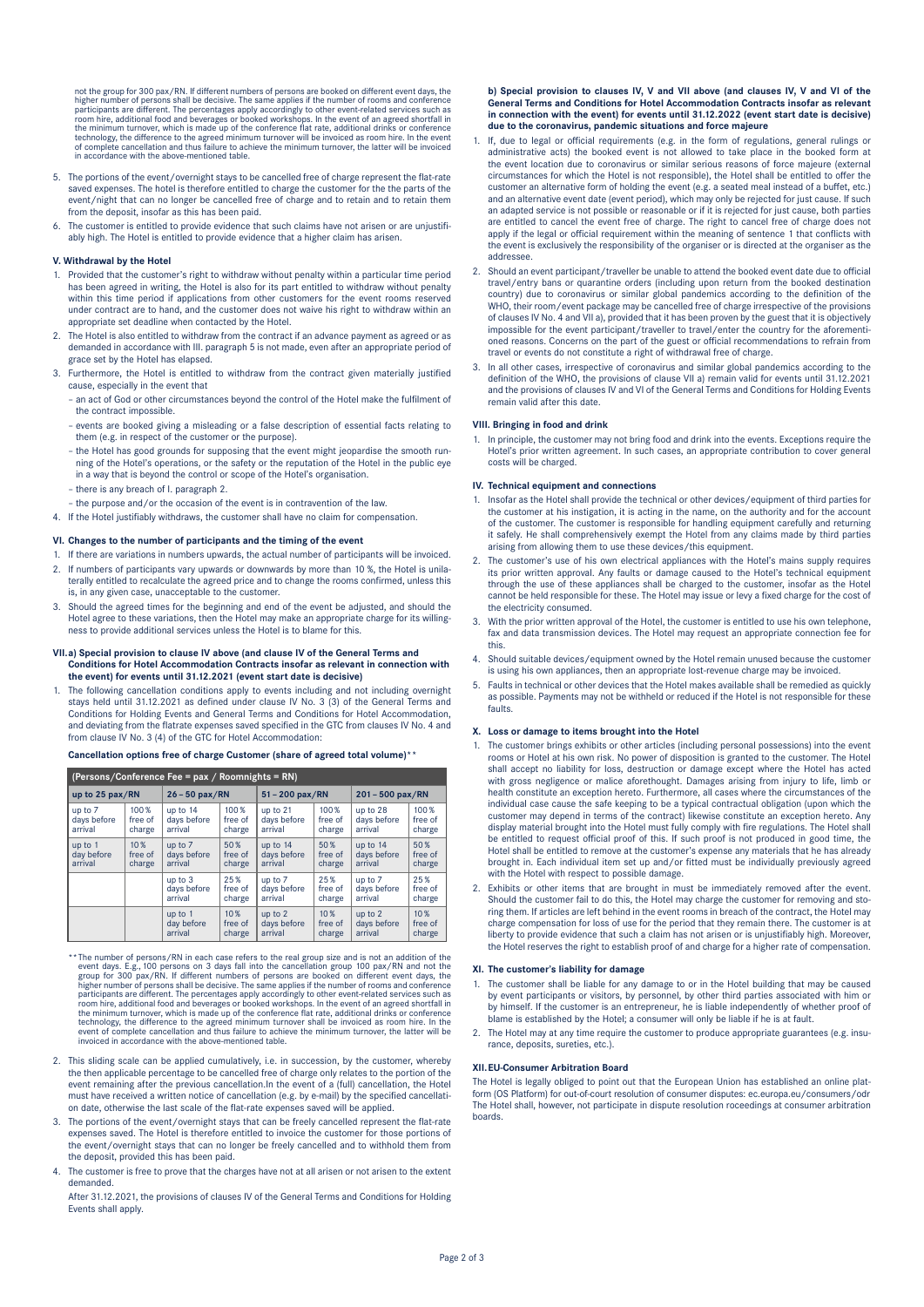not the group for 300 pax/RN. If different numbers of persons are booked on different event days, the higher number of persons shall be decisive. The same applies if the number of rooms and conference participants are different. The percentages apply accordingly to other event-related services such as room hire, additional food and beverages or booked workshops. In the event of an agreed shortfall in the minimum turnover, which is made up of the conference flat rate, additional drinks or conference technology, the difference to the agreed minimum turnover will be invoiced as room hire. In the event of complete cancellation and thus failure to achieve the minimum turnover, the latter will be invoiced in accordance with the above-mentioned table.

5. The portions of the event/overnight stays to be cancelled free of charge represent the flat-rate saved expenses. The hotel is therefore entitled to charge the customer for the the parts of the event/night that can no longer be cancelled free of charge and to retain and to retain them from the deposit, insofar as this has been paid.
6. The customer is entitled to provide evidence that such claims have not arisen or are unjustifiably high. The Hotel is entitled to provide evidence that a higher claim has arisen.

### V. Withdrawal by the Hotel

1. Provided that the customer's right to withdraw without penalty within a particular time period has been agreed in writing, the Hotel is also for its part entitled to withdraw without penalty within this time period if applications from other customers for the event rooms reserved under contract are to hand, and the customer does not waive his right to withdraw within an appropriate set deadline when contacted by the Hotel.
2. The Hotel is also entitled to withdraw from the contract if an advance payment as agreed or as demanded in accordance with III. paragraph 5 is not made, even after an appropriate period of grace set by the Hotel has elapsed.
3. Furthermore, the Hotel is entitled to withdraw from the contract given materially justified cause, especially in the event that
   - an act of God or other circumstances beyond the control of the Hotel make the fulfilment of the contract impossible.
   - events are booked giving a misleading or a false description of essential facts relating to them (e.g. in respect of the customer or the purpose).
   - the Hotel has good grounds for supposing that the event might jeopardise the smooth running of the Hotel's operations, or the safety or the reputation of the Hotel in the public eye in a way that is beyond the control or scope of the Hotel's organisation.
   - there is any breach of I. paragraph 2.
   - the purpose and/or the occasion of the event is in contravention of the law.
4. If the Hotel justifiably withdraws, the customer shall have no claim for compensation.

### VI. Changes to the number of participants and the timing of the event

1. If there are variations in numbers upwards, the actual number of participants will be invoiced.
2. If numbers of participants vary upwards or downwards by more than 10 %, the Hotel is unilaterally entitled to recalculate the agreed price and to change the rooms confirmed, unless this is, in any given case, unacceptable to the customer.
3. Should the agreed times for the beginning and end of the event be adjusted, and should the Hotel agree to these variations, then the Hotel may make an appropriate charge for its willingness to provide additional services unless the Hotel is to blame for this.

### VII. a) Special provision to clause IV above (and clause IV of the General Terms and Conditions for Hotel Accommodation Contracts insofar as relevant in connection with the event) for events until 31.12.2021 (event start date is decisive)

1. The following cancellation conditions apply to events including and not including overnight stays held until 31.12.2021 as defined under clause IV No. 3 (3) of the General Terms and Conditions for Holding Events and General Terms and Conditions for Hotel Accommodation, and deviating from the flatrate expenses saved specified in the GTC from clauses IV No. 4 and from clause IV No. 3 (4) of the GTC for Hotel Accommodation:

**Cancellation options free of charge Customer (share of agreed total volume)\*\***

| (Persons/Conference Fee = pax / Roomnights = RN) | | | | | | | |
|---|---|---|---|---|---|---|---|
| **up to 25 pax/RN** | | **26 – 50 pax/RN** | | **51 – 200 pax/RN** | | **201 – 500 pax/RN** | |
| up to 7 days before arrival | 100% free of charge | up to 14 days before arrival | 100% free of charge | up to 21 days before arrival | 100% free of charge | up to 28 days before arrival | 100% free of charge |
| up to 1 day before arrival | 10% free of charge | up to 7 days before arrival | 50% free of charge | up to 14 days before arrival | 50% free of charge | up to 14 days before arrival | 50% free of charge |
| | | up to 3 days before arrival | 25% free of charge | up to 7 days before arrival | 25% free of charge | up to 7 days before arrival | 25% free of charge |
| | | up to 1 day before arrival | 10% free of charge | up to 2 days before arrival | 10% free of charge | up to 2 days before arrival | 10% free of charge |

\*\* The number of persons/RN in each case refers to the real group size and is not an addition of the event days. E.g., 100 persons on 3 days fall into the cancellation group 100 pax/RN and not the group for 300 pax/RN. If different numbers of persons are booked on different event days, the higher number of persons shall be decisive. The same applies if the number of rooms and conference participants are different. The percentages apply accordingly to other event-related services such as room hire, additional food and beverages or booked workshops. In the event of an agreed shortfall in the minimum turnover, which is made up of the conference flat rate, additional drinks or conference technology, the difference to the agreed minimum turnover will be invoiced as room hire. In the event of complete cancellation and thus failure to achieve the minimum turnover, the latter will be invoiced in accordance with the above-mentioned table.

2. This sliding scale can be applied cumulatively, i.e. in succession, by the customer, whereby the then applicable percentage to be cancelled free of charge only relates to the portion of the event remaining after the previous cancellation.In the event of a (full) cancellation, the Hotel must have received a written notice of cancellation (e.g. by e-mail) by the specified cancellation date, otherwise the last scale of the flat-rate expenses saved will be applied.
3. The portions of the event/overnight stays that can be freely cancelled represent the flat-rate expenses saved. The Hotel is therefore entitled to invoice the customer for those portions of the event/overnight stays that can no longer be freely cancelled and to withhold them from the deposit, provided this has been paid.
4. The customer is free to prove that the charges have not at all arisen or not arisen to the extent demanded.

   After 31.12.2021, the provisions of clauses IV of the General Terms and Conditions for Holding Events shall apply.

**b) Special provision to clauses IV, V and VII above (and clauses IV, V and VI of the General Terms and Conditions for Hotel Accommodation Contracts insofar as relevant in connection with the event) for events until 31.12.2022 (event start date is decisive) due to the coronavirus, pandemic situations and force majeure**

1. If, due to legal or official requirements (e.g. in the form of regulations, general rulings or administrative acts) the booked event is not allowed to take place in the booked form at the event location due to coronavirus or similar serious reasons of force majeure (external circumstances for which the Hotel is not responsible), the Hotel shall be entitled to offer the customer an alternative form of holding the event (e.g. a seated meal instead of a buffet, etc.) and an alternative event date (event period), which may only be rejected for just cause. If such an adapted service is not possible or reasonable or if it is rejected for just cause, both parties are entitled to cancel the event free of charge. The right to cancel free of charge does not apply if the legal or official requirement within the meaning of sentence 1 that conflicts with the event is exclusively the responsibility of the organiser or is directed at the organiser as the addressee.
2. Should an event participant/traveller be unable to attend the booked event date due to official travel/entry bans or quarantine orders (including upon return from the booked destination country) due to coronavirus or similar global pandemics according to the definition of the WHO, their room/event package may be cancelled free of charge irrespective of the provisions of clauses IV No. 4 and VII a), provided that it has been proven by the guest that it is objectively impossible for the event participant/traveller to travel/enter the country for the aforementioned reasons. Concerns on the part of the guest or official recommendations to refrain from travel or events do not constitute a right of withdrawal free of charge.
3. In all other cases, irrespective of coronavirus and similar global pandemics according to the definition of the WHO, the provisions of clause VII a) remain valid for events until 31.12.2021 and the provisions of clauses IV and VI of the General Terms and Conditions for Holding Events remain valid after this date.

### VIII. Bringing in food and drink

1. In principle, the customer may not bring food and drink into the events. Exceptions require the Hotel's prior written agreement. In such cases, an appropriate contribution to cover general costs will be charged.

### IV. Technical equipment and connections

1. Insofar as the Hotel shall provide the technical or other devices/equipment of third parties for the customer at his instigation, it is acting in the name, on the authority and for the account of the customer. The customer is responsible for handling equipment carefully and returning it safely. He shall comprehensively exempt the Hotel from any claims made by third parties arising from allowing them to use these devices/this equipment.
2. The customer's use of his own electrical appliances with the Hotel's mains supply requires its prior written approval. Any faults or damage caused to the Hotel's technical equipment through the use of these appliances shall be charged to the customer, insofar as the Hotel cannot be held responsible for these. The Hotel may issue or levy a fixed charge for the cost of the electricity consumed.
3. With the prior written approval of the Hotel, the customer is entitled to use his own telephone, fax and data transmission devices. The Hotel may request an appropriate connection fee for this.
4. Should suitable devices/equipment owned by the Hotel remain unused because the customer is using his own appliances, then an appropriate lost-revenue charge may be invoiced.
5. Faults in technical or other devices that the Hotel makes available shall be remedied as quickly as possible. Payments may not be withheld or reduced if the Hotel is not responsible for these faults.

### X. Loss or damage to items brought into the Hotel

1. The customer brings exhibits or other articles (including personal possessions) into the event rooms or Hotel at his own risk. No power of disposition is granted to the customer. The Hotel shall accept no liability for loss, destruction or damage except where the Hotel has acted with gross negligence or malice aforethought. Damages arising from injury to life, limb or health constitute an exception hereto. Furthermore, all cases where the circumstances of the individual case cause the safe keeping to be a typical contractual obligation (upon which the customer may depend in terms of the contract) likewise constitute an exception hereto. Any display material brought into the Hotel must fully comply with fire regulations. The Hotel shall be entitled to request official proof of this. If such proof is not produced in good time, the Hotel shall be entitled to remove at the customer's expense any materials that he has already brought in. Each individual item set up and/or fitted must be individually previously agreed with the Hotel with respect to possible damage.
2. Exhibits or other items that are brought in must be immediately removed after the event. Should the customer fail to do this, the Hotel may charge the customer for removing and storing them. If articles are left behind in the event rooms in breach of the contract, the Hotel may charge compensation for loss of use for the period that they remain there. The customer is at liberty to provide evidence that such a claim has not arisen or is unjustifiably high. Moreover, the Hotel reserves the right to establish proof of and charge for a higher rate of compensation.

### XI. The customer's liability for damage

1. The customer shall be liable for any damage to or in the Hotel building that may be caused by event participants or visitors, by personnel, by other third parties associated with him or by himself. If the customer is an entrepreneur, he is liable independently of whether proof of blame is established by the Hotel; a consumer will only be liable if he is at fault.
2. The Hotel may at any time require the customer to produce appropriate guarantees (e.g. insurance, deposits, sureties, etc.).

### XII. EU-Consumer Arbitration Board

The Hotel is legally obliged to point out that the European Union has established an online platform (OS Platform) for out-of-court resolution of consumer disputes: ec.europa.eu/consumers/odr The Hotel shall, however, not participate in dispute resolution roceedings at consumer arbitration boards.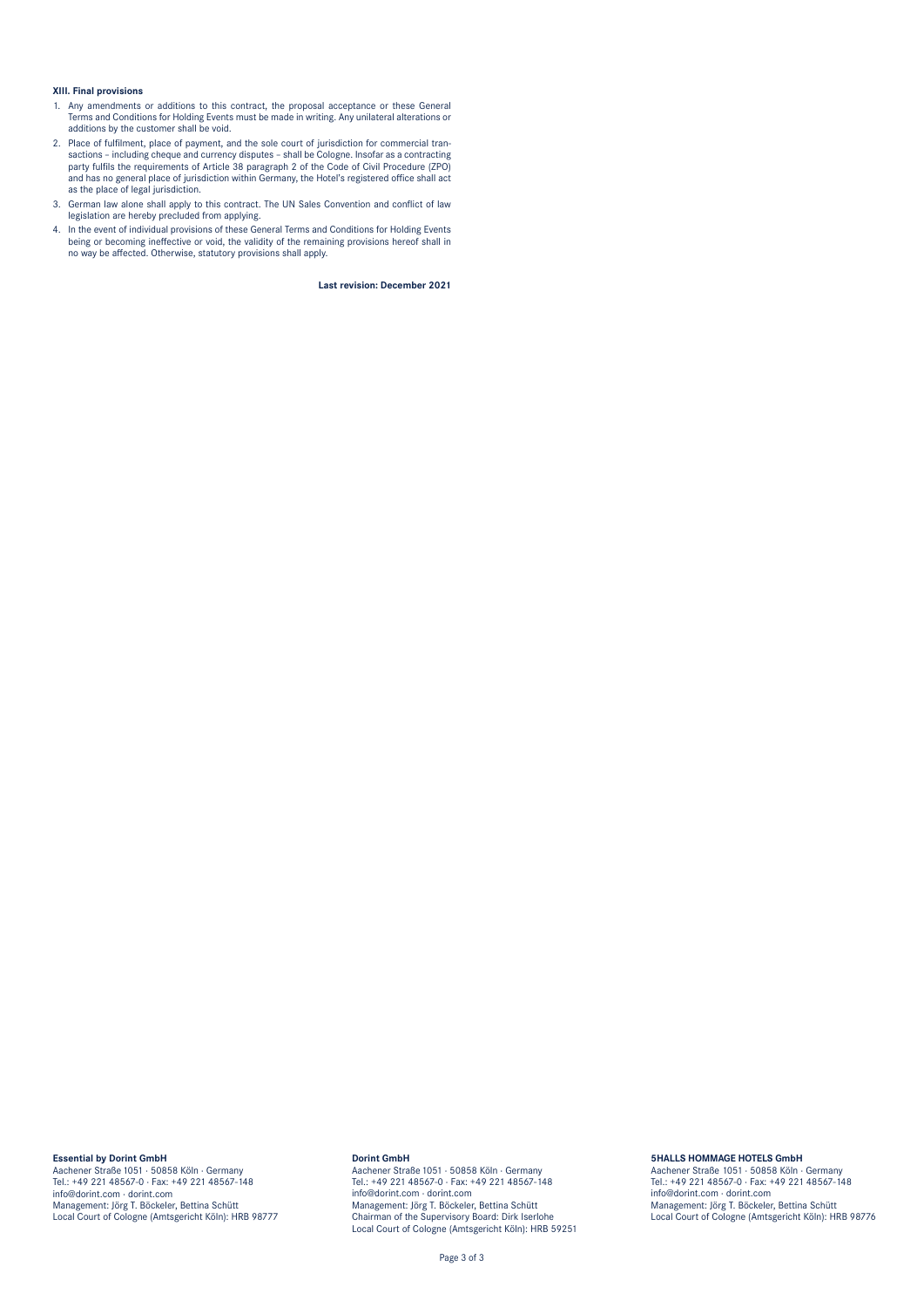### XIII. Final provisions

1. Any amendments or additions to this contract, the proposal acceptance or these General Terms and Conditions for Holding Events must be made in writing. Any unilateral alterations or additions by the customer shall be void.
2. Place of fulfilment, place of payment, and the sole court of jurisdiction for commercial transactions – including cheque and currency disputes – shall be Cologne. Insofar as a contracting party fulfils the requirements of Article 38 paragraph 2 of the Code of Civil Procedure (ZPO) and has no general place of jurisdiction within Germany, the Hotel's registered office shall act as the place of legal jurisdiction.
3. German law alone shall apply to this contract. The UN Sales Convention and conflict of law legislation are hereby precluded from applying.
4. In the event of individual provisions of these General Terms and Conditions for Holding Events being or becoming ineffective or void, the validity of the remaining provisions hereof shall in no way be affected. Otherwise, statutory provisions shall apply.

**Last revision: December 2021**

**Essential by Dorint GmbH**
Aachener Straße 1051 · 50858 Köln · Germany
Tel.: +49 221 48567-0 · Fax: +49 221 48567-148
info@dorint.com · dorint.com
Management: Jörg T. Böckeler, Bettina Schütt
Local Court of Cologne (Amtsgericht Köln): HRB 98777

**Dorint GmbH**
Aachener Straße 1051 · 50858 Köln · Germany
Tel.: +49 221 48567-0 · Fax: +49 221 48567-148
info@dorint.com · dorint.com
Management: Jörg T. Böckeler, Bettina Schütt
Chairman of the Supervisory Board: Dirk Iserlohe
Local Court of Cologne (Amtsgericht Köln): HRB 59251

**5HALLS HOMMAGE HOTELS GmbH**
Aachener Straße 1051 · 50858 Köln · Germany
Tel.: +49 221 48567-0 · Fax: +49 221 48567-148
info@dorint.com · dorint.com
Management: Jörg T. Böckeler, Bettina Schütt
Local Court of Cologne (Amtsgericht Köln): HRB 98776